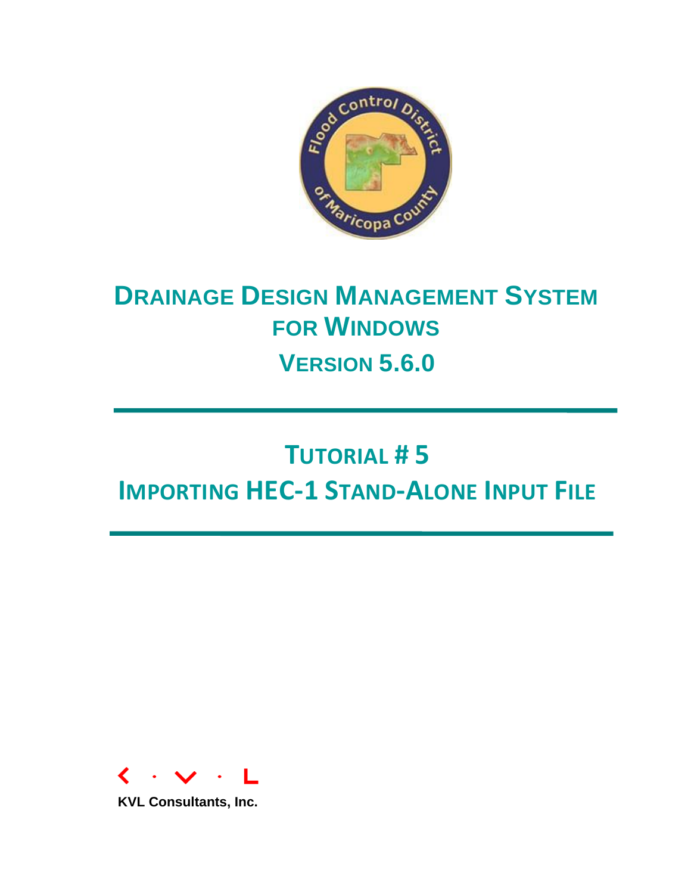# Drainage Design Management System for Windows

## Version 5.6.0

---

# Tutorial # 5

# Importing HEC-1 Stand-Alone Input File

---

K · V · L

**KVL Consultants, Inc.**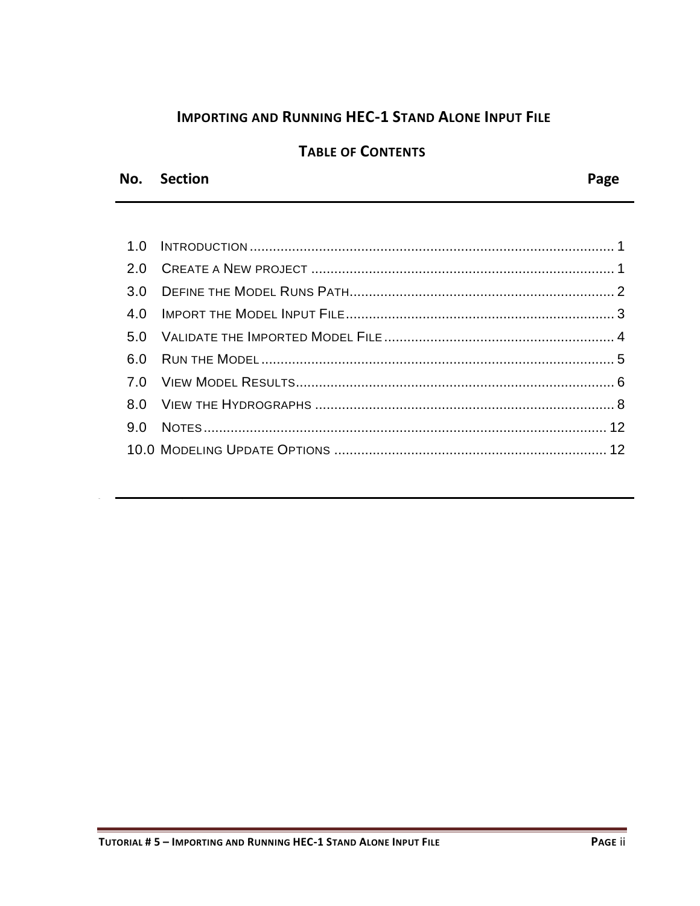# IMPORTING AND RUNNING HEC-1 STAND ALONE INPUT FILE

## TABLE OF CONTENTS

| No. | Section | Page |
|---|---|---|
| 1.0 | INTRODUCTION | 1 |
| 2.0 | CREATE A NEW PROJECT | 1 |
| 3.0 | DEFINE THE MODEL RUNS PATH | 2 |
| 4.0 | IMPORT THE MODEL INPUT FILE | 3 |
| 5.0 | VALIDATE THE IMPORTED MODEL FILE | 4 |
| 6.0 | RUN THE MODEL | 5 |
| 7.0 | VIEW MODEL RESULTS | 6 |
| 8.0 | VIEW THE HYDROGRAPHS | 8 |
| 9.0 | NOTES | 12 |
| 10.0 | MODELING UPDATE OPTIONS | 12 |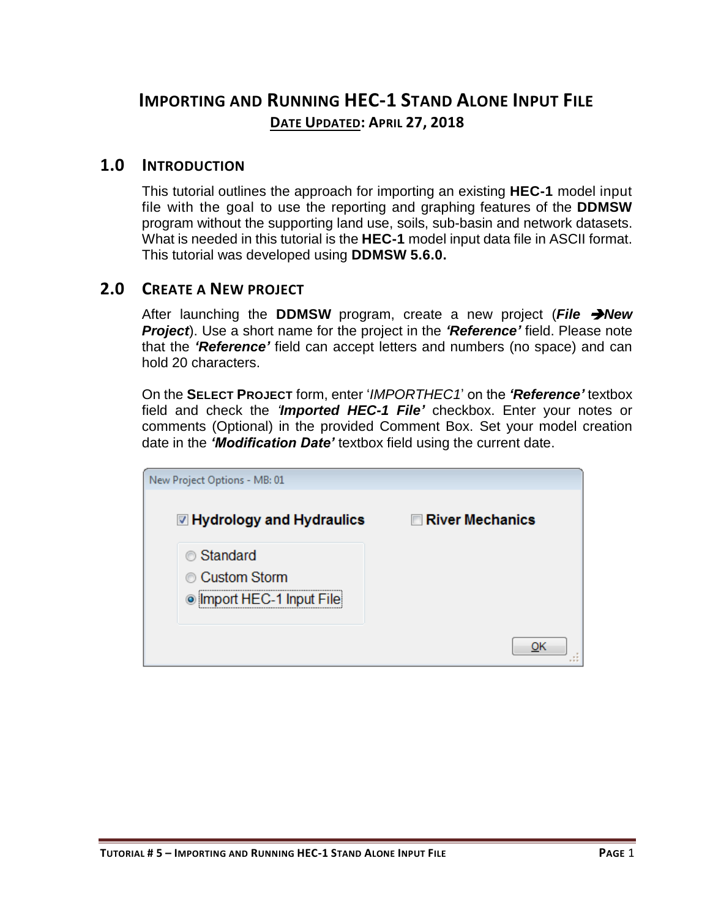# Importing and Running HEC-1 Stand Alone Input File

**Date Updated: April 27, 2018**

## 1.0 Introduction

This tutorial outlines the approach for importing an existing **HEC-1** model input file with the goal to use the reporting and graphing features of the **DDMSW** program without the supporting land use, soils, sub-basin and network datasets. What is needed in this tutorial is the **HEC-1** model input data file in ASCII format. This tutorial was developed using **DDMSW 5.6.0.**

## 2.0 Create a New Project

After launching the **DDMSW** program, create a new project (***File → New Project***). Use a short name for the project in the ***'Reference'*** field. Please note that the ***'Reference'*** field can accept letters and numbers (no space) and can hold 20 characters.

On the **Select Project** form, enter '*IMPORTHEC1*' on the ***'Reference'*** textbox field and check the ***'Imported HEC-1 File'*** checkbox. Enter your notes or comments (Optional) in the provided Comment Box. Set your model creation date in the ***'Modification Date'*** textbox field using the current date.

New Project Options - MB: 01

- ☑ **Hydrology and Hydraulics**
  - ○ Standard
  - ○ Custom Storm
  - ◉ Import HEC-1 Input File
- ☐ **River Mechanics**

OK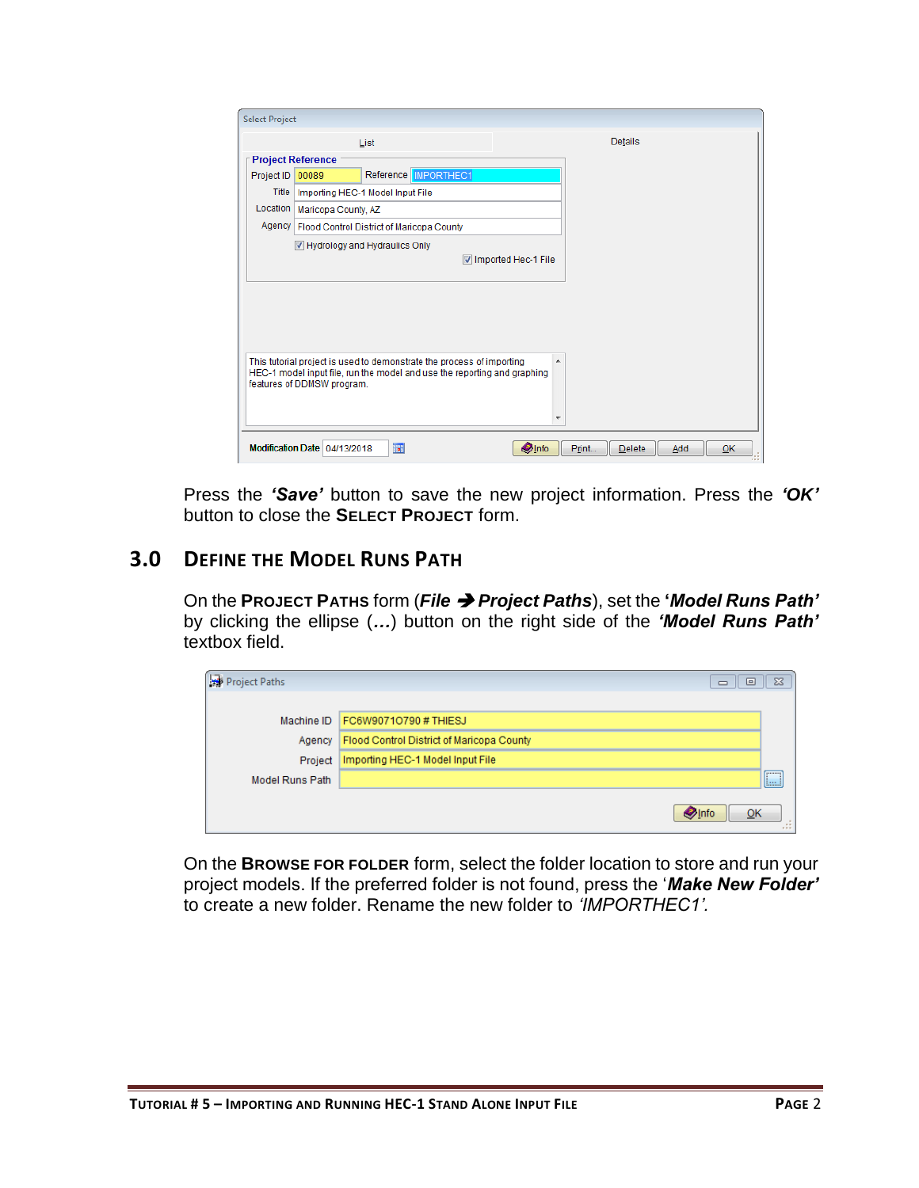Press the ***'Save'*** button to save the new project information. Press the ***'OK'*** button to close the **SELECT PROJECT** form.

## 3.0 DEFINE THE MODEL RUNS PATH

On the **PROJECT PATHS** form (***File → Project Paths***), set the '***Model Runs Path'*** by clicking the ellipse (***…***) button on the right side of the ***'Model Runs Path'*** textbox field.

On the **BROWSE FOR FOLDER** form, select the folder location to store and run your project models. If the preferred folder is not found, press the '***Make New Folder'*** to create a new folder. Rename the new folder to *'IMPORTHEC1'.*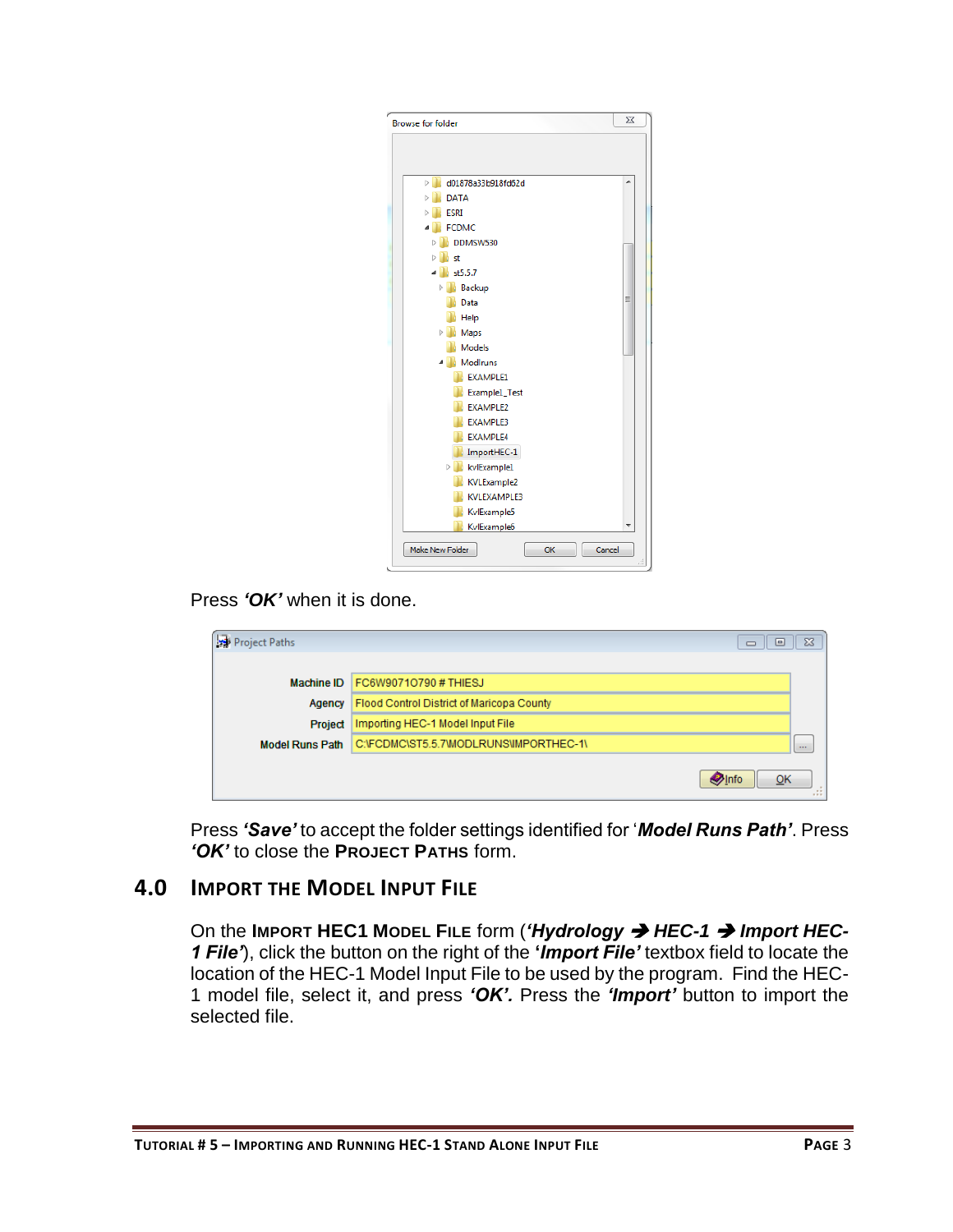Press ***‘OK’*** when it is done.

Press ***‘Save’*** to accept the folder settings identified for ‘***Model Runs Path’***. Press ***‘OK’*** to close the **PROJECT PATHS** form.

## 4.0 IMPORT THE MODEL INPUT FILE

On the **IMPORT HEC1 MODEL FILE** form (***‘Hydrology → HEC-1 → Import HEC-1 File’***), click the button on the right of the ***‘Import File’*** textbox field to locate the location of the HEC-1 Model Input File to be used by the program. Find the HEC-1 model file, select it, and press ***‘OK’.*** Press the ***‘Import’*** button to import the selected file.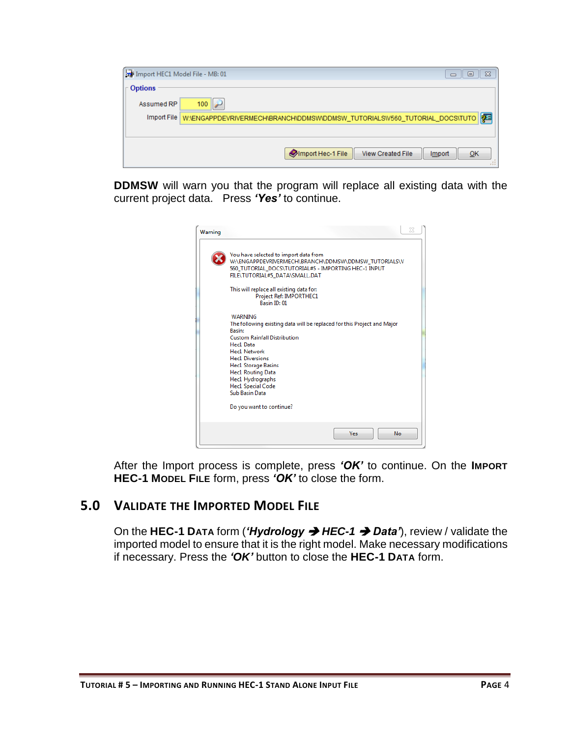**DDMSW** will warn you that the program will replace all existing data with the current project data. Press ***'Yes'*** to continue.

After the Import process is complete, press ***'OK'*** to continue. On the **IMPORT HEC-1 MODEL FILE** form, press ***'OK'*** to close the form.

## 5.0 VALIDATE THE IMPORTED MODEL FILE

On the **HEC-1 DATA** form (***'Hydrology → HEC-1 → Data'***), review / validate the imported model to ensure that it is the right model. Make necessary modifications if necessary. Press the ***'OK'*** button to close the **HEC-1 DATA** form.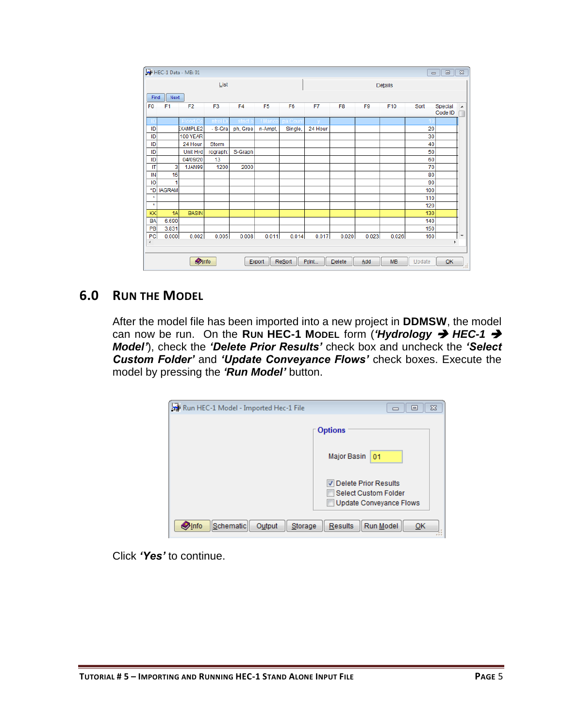## 6.0 RUN THE MODEL

After the model file has been imported into a new project in **DDMSW**, the model can now be run. On the **RUN HEC-1 MODEL** form (***'Hydrology → HEC-1 → Model'***), check the ***'Delete Prior Results'*** check box and uncheck the ***'Select Custom Folder'*** and ***'Update Conveyance Flows'*** check boxes. Execute the model by pressing the ***'Run Model'*** button.

Click ***'Yes'*** to continue.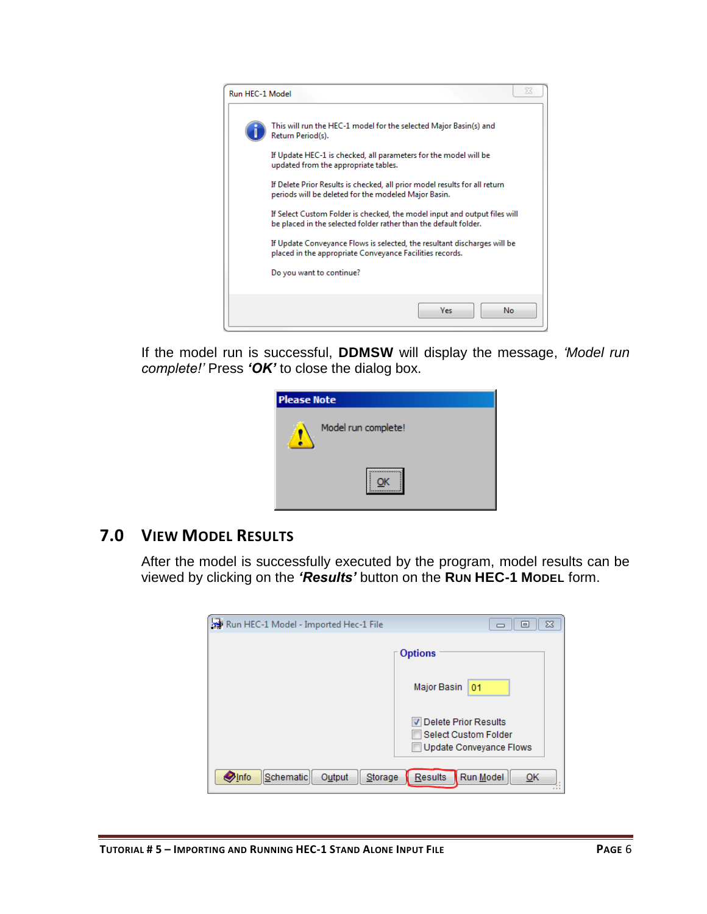If the model run is successful, **DDMSW** will display the message, *'Model run complete!'* Press ***'OK'*** to close the dialog box.

## 7.0 VIEW MODEL RESULTS

After the model is successfully executed by the program, model results can be viewed by clicking on the ***'Results'*** button on the **RUN HEC-1 MODEL** form.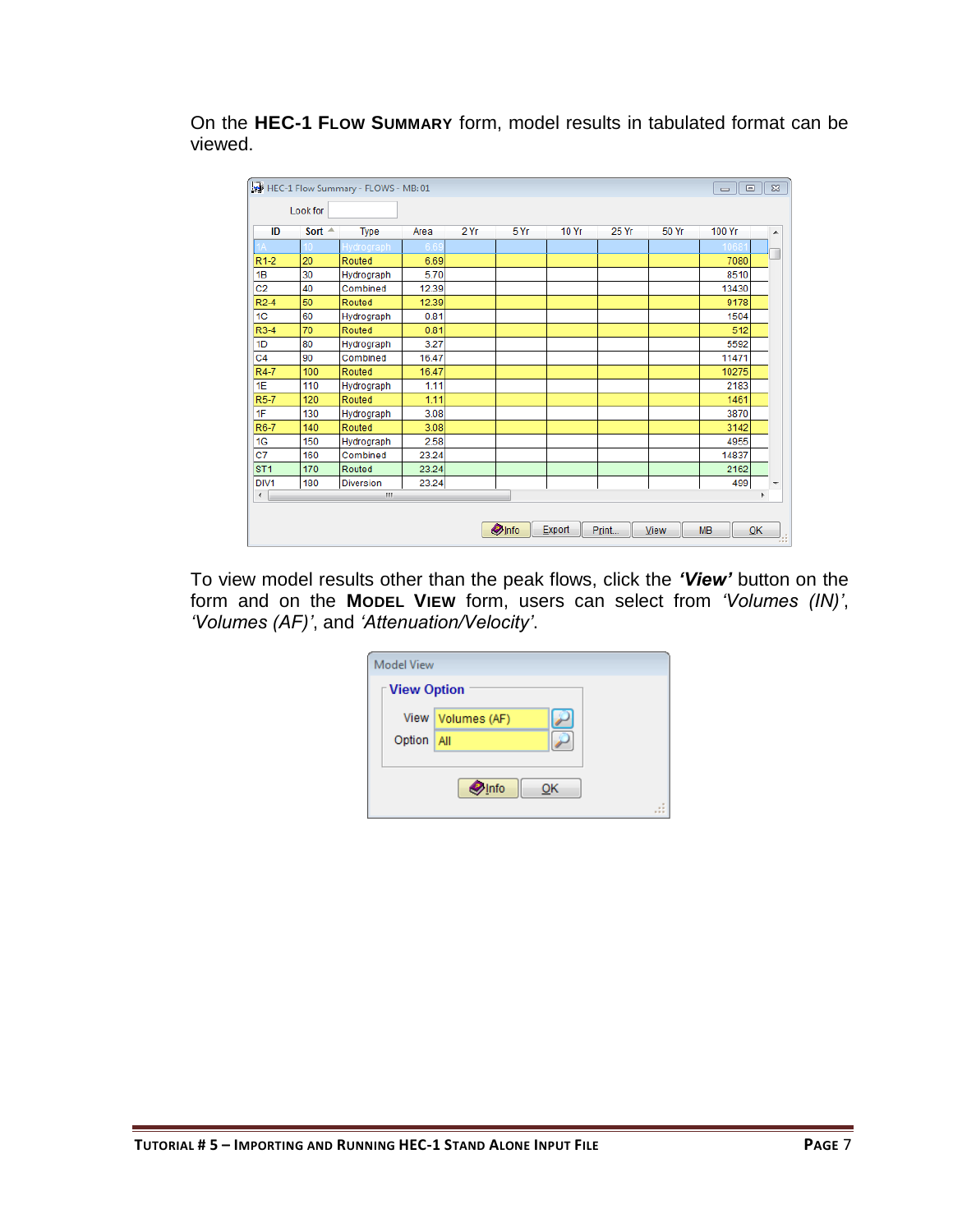On the **HEC-1 FLOW SUMMARY** form, model results in tabulated format can be viewed.

HEC-1 Flow Summary - FLOWS - MB: 01

Look for

| ID | Sort | Type | Area | 2 Yr | 5 Yr | 10 Yr | 25 Yr | 50 Yr | 100 Yr |
|---|---|---|---|---|---|---|---|---|---|
| 1A | 10 | Hydrograph | 6.69 | | | | | | 10681 |
| R1-2 | 20 | Routed | 6.69 | | | | | | 7080 |
| 1B | 30 | Hydrograph | 5.70 | | | | | | 8510 |
| C2 | 40 | Combined | 12.39 | | | | | | 13430 |
| R2-4 | 50 | Routed | 12.39 | | | | | | 9178 |
| 1C | 60 | Hydrograph | 0.81 | | | | | | 1504 |
| R3-4 | 70 | Routed | 0.81 | | | | | | 512 |
| 1D | 80 | Hydrograph | 3.27 | | | | | | 5592 |
| C4 | 90 | Combined | 16.47 | | | | | | 11471 |
| R4-7 | 100 | Routed | 16.47 | | | | | | 10275 |
| 1E | 110 | Hydrograph | 1.11 | | | | | | 2183 |
| R5-7 | 120 | Routed | 1.11 | | | | | | 1461 |
| 1F | 130 | Hydrograph | 3.08 | | | | | | 3870 |
| R6-7 | 140 | Routed | 3.08 | | | | | | 3142 |
| 1G | 150 | Hydrograph | 2.58 | | | | | | 4955 |
| C7 | 160 | Combined | 23.24 | | | | | | 14837 |
| ST1 | 170 | Routed | 23.24 | | | | | | 2162 |
| DIV1 | 180 | Diversion | 23.24 | | | | | | 499 |

Info | Export | Print... | View | MB | OK

To view model results other than the peak flows, click the ***'View'*** button on the form and on the **MODEL VIEW** form, users can select from *'Volumes (IN)'*, *'Volumes (AF)'*, and *'Attenuation/Velocity'*.

Model View

**View Option**

View: Volumes (AF)

Option: All

Info | OK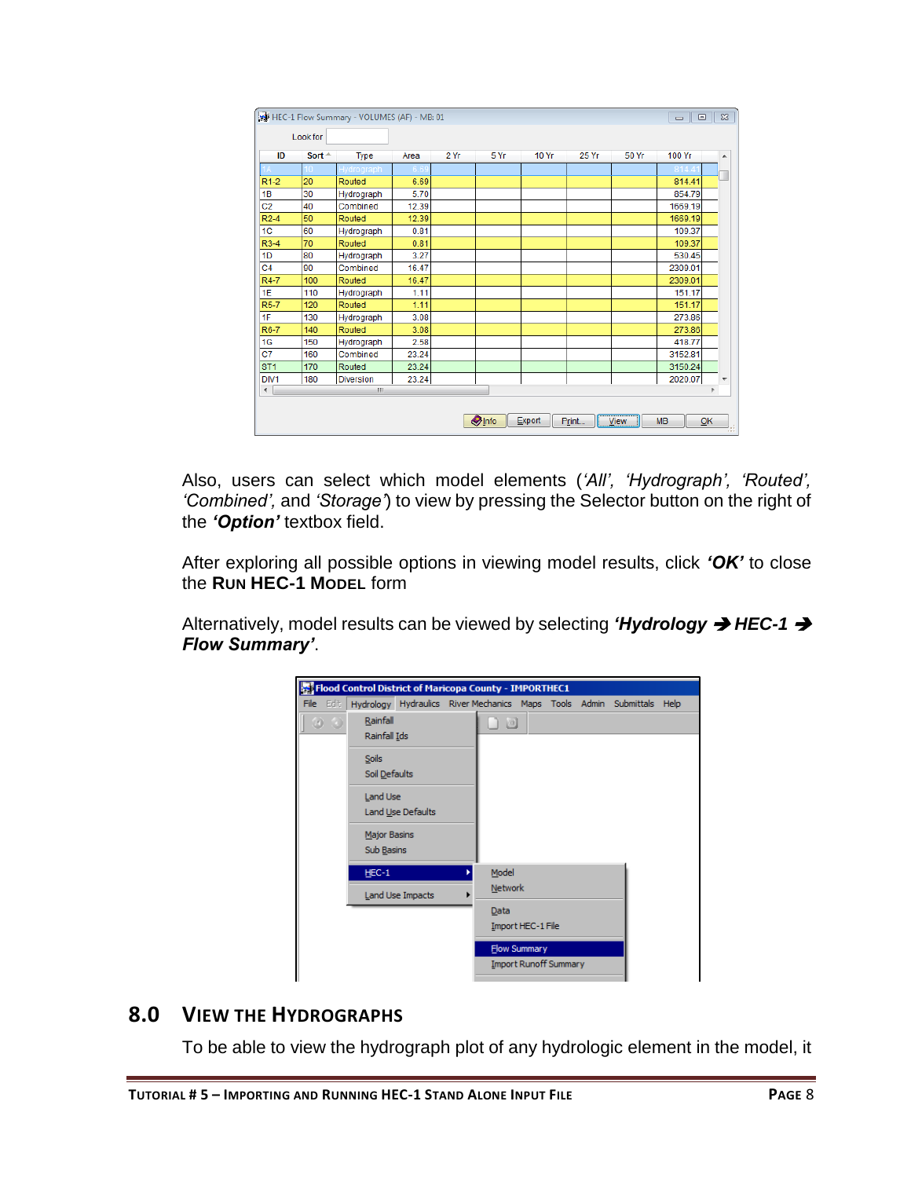Also, users can select which model elements (*'All', 'Hydrograph', 'Routed', 'Combined',* and *'Storage'*) to view by pressing the Selector button on the right of the ***'Option'*** textbox field.

After exploring all possible options in viewing model results, click ***'OK'*** to close the **RUN HEC-1 MODEL** form

Alternatively, model results can be viewed by selecting ***'Hydrology → HEC-1 → Flow Summary'***.

## 8.0 VIEW THE HYDROGRAPHS

To be able to view the hydrograph plot of any hydrologic element in the model, it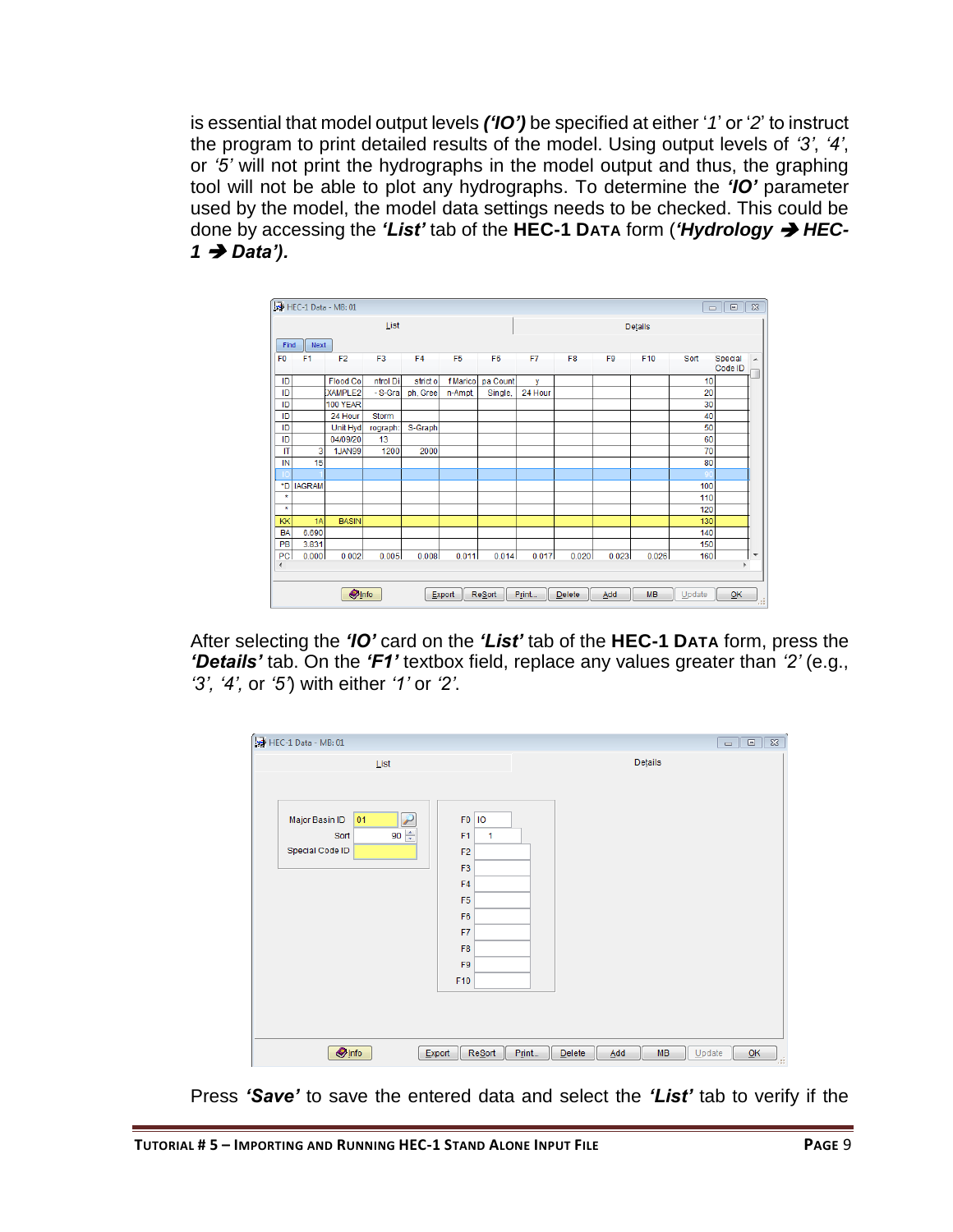is essential that model output levels ***('IO')*** be specified at either '*1*' or '*2*' to instruct the program to print detailed results of the model. Using output levels of *'3'*, *'4'*, or *'5'* will not print the hydrographs in the model output and thus, the graphing tool will not be able to plot any hydrographs. To determine the ***'IO'*** parameter used by the model, the model data settings needs to be checked. This could be done by accessing the ***'List'*** tab of the **HEC-1 DATA** form (***'Hydrology → HEC-1 → Data')***.

After selecting the ***'IO'*** card on the ***'List'*** tab of the **HEC-1 DATA** form, press the ***'Details'*** tab. On the ***'F1'*** textbox field, replace any values greater than *'2'* (e.g., *'3', '4',* or *'5'*) with either *'1'* or *'2'*.

Press ***'Save'*** to save the entered data and select the ***'List'*** tab to verify if the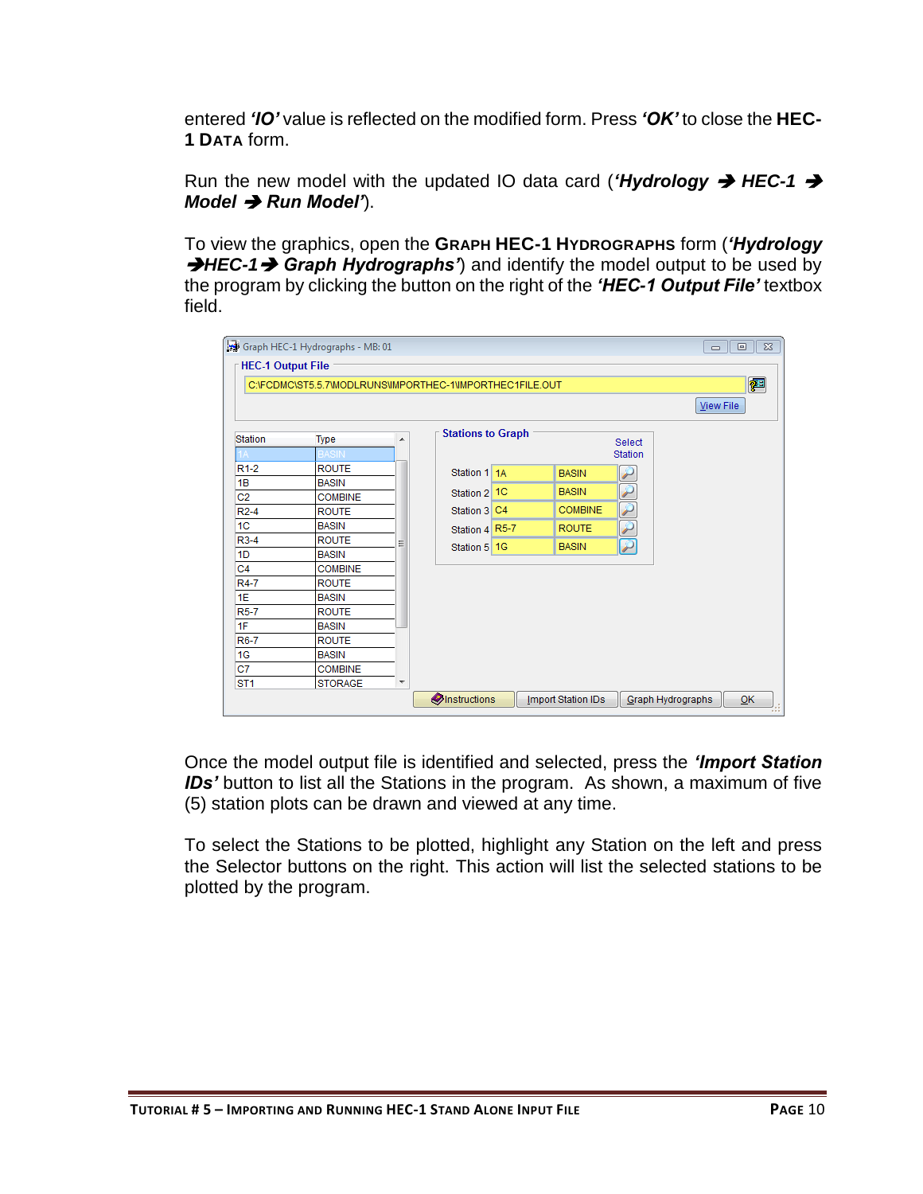entered ***'IO'*** value is reflected on the modified form. Press ***'OK'*** to close the **HEC-1 DATA** form.

Run the new model with the updated IO data card (***'Hydrology ➔ HEC-1 ➔ Model ➔ Run Model'***).

To view the graphics, open the **GRAPH HEC-1 HYDROGRAPHS** form (***'Hydrology ➔HEC-1➔ Graph Hydrographs'***) and identify the model output to be used by the program by clicking the button on the right of the ***'HEC-1 Output File'*** textbox field.

Once the model output file is identified and selected, press the ***'Import Station IDs'*** button to list all the Stations in the program. As shown, a maximum of five (5) station plots can be drawn and viewed at any time.

To select the Stations to be plotted, highlight any Station on the left and press the Selector buttons on the right. This action will list the selected stations to be plotted by the program.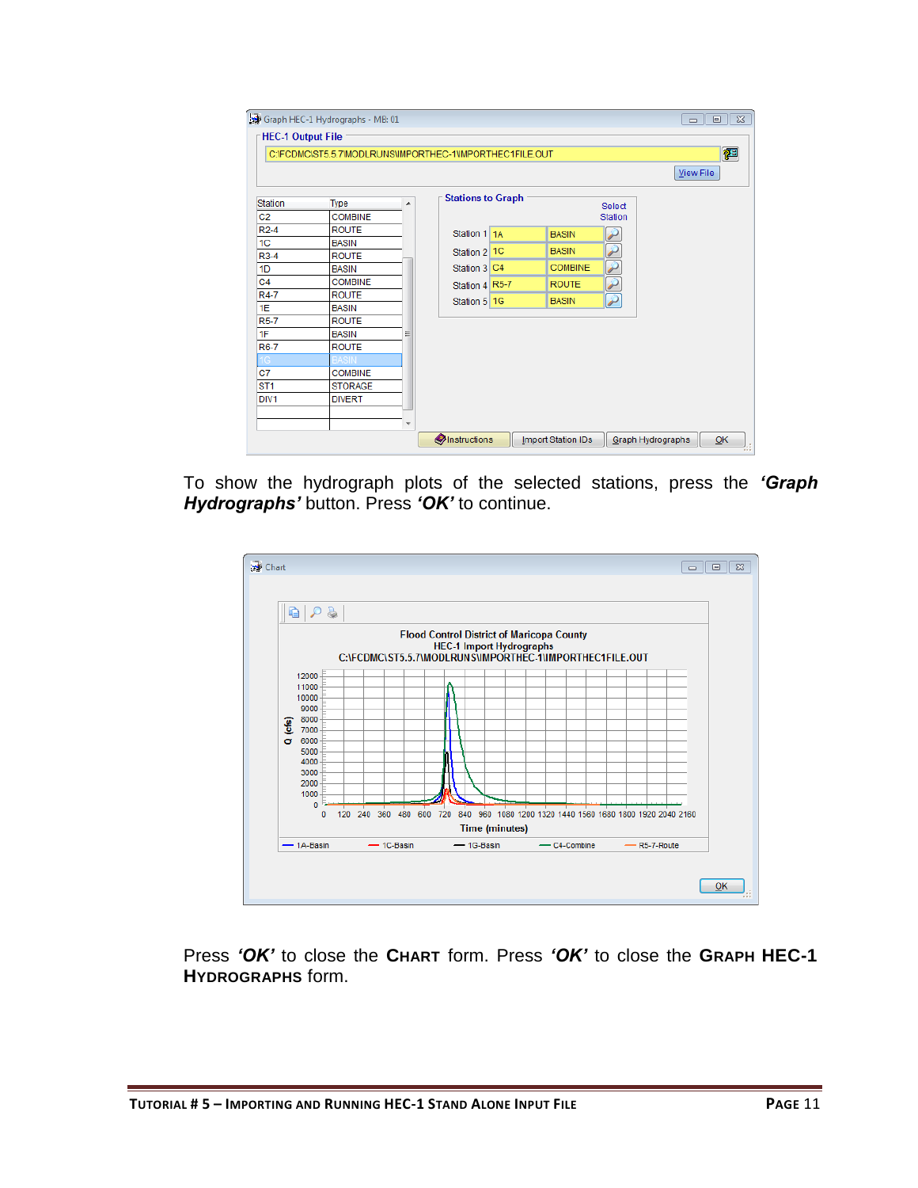To show the hydrograph plots of the selected stations, press the ***'Graph Hydrographs'*** button. Press ***'OK'*** to continue.

Press ***'OK'*** to close the **CHART** form. Press ***'OK'*** to close the **GRAPH HEC-1 HYDROGRAPHS** form.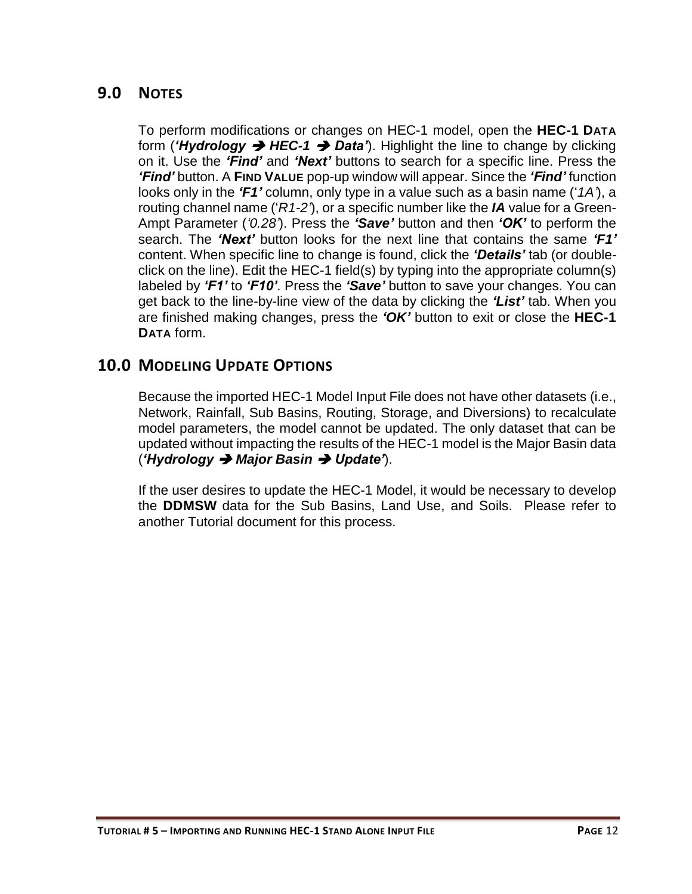## 9.0 NOTES

To perform modifications or changes on HEC-1 model, open the **HEC-1 DATA** form (***'Hydrology*** ➔ ***HEC-1*** ➔ ***Data'***). Highlight the line to change by clicking on it. Use the ***'Find'*** and ***'Next'*** buttons to search for a specific line. Press the ***'Find'*** button. A **FIND VALUE** pop-up window will appear. Since the ***'Find'*** function looks only in the ***'F1'*** column, only type in a value such as a basin name (*'1A'*), a routing channel name (*'R1-2'*), or a specific number like the ***IA*** value for a Green-Ampt Parameter (*'0.28'*). Press the ***'Save'*** button and then ***'OK'*** to perform the search. The ***'Next'*** button looks for the next line that contains the same ***'F1'*** content. When specific line to change is found, click the ***'Details'*** tab (or double-click on the line). Edit the HEC-1 field(s) by typing into the appropriate column(s) labeled by ***'F1'*** to ***'F10'***. Press the ***'Save'*** button to save your changes. You can get back to the line-by-line view of the data by clicking the ***'List'*** tab. When you are finished making changes, press the ***'OK'*** button to exit or close the **HEC-1 DATA** form.

## 10.0 MODELING UPDATE OPTIONS

Because the imported HEC-1 Model Input File does not have other datasets (i.e., Network, Rainfall, Sub Basins, Routing, Storage, and Diversions) to recalculate model parameters, the model cannot be updated. The only dataset that can be updated without impacting the results of the HEC-1 model is the Major Basin data (***'Hydrology*** ➔ ***Major Basin*** ➔ ***Update'***).

If the user desires to update the HEC-1 Model, it would be necessary to develop the **DDMSW** data for the Sub Basins, Land Use, and Soils. Please refer to another Tutorial document for this process.